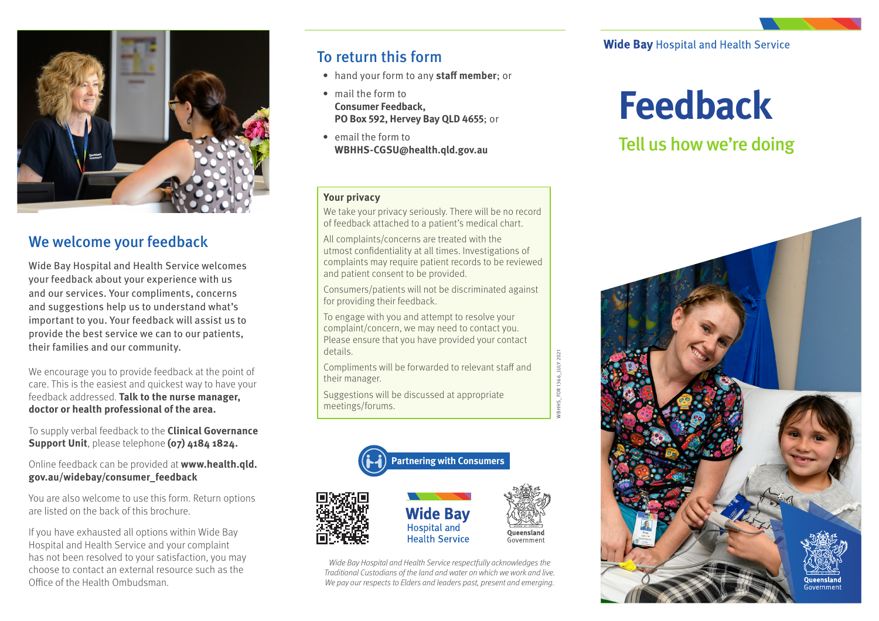## We welcome your feedback

Wide Bay Hospital and Health Service welcomes your feedback about your experience with us and our services. Your compliments, concerns and suggestions help us to understand what's important to you. Your feedback will assist us to provide the best service we can to our patients, their families and our community.

We encourage you to provide feedback at the point of care. This is the easiest and quickest way to have your feedback addressed. **Talk to the nurse manager, doctor or health professional of the area.**

To supply verbal feedback to the **Clinical Governance Support Unit**, please telephone **(07) 4184 1824.**

Online feedback can be provided at **www.health.qld.gov.au/widebay/consumer_feedback**

You are also welcome to use this form. Return options are listed on the back of this brochure.

If you have exhausted all options within Wide Bay Hospital and Health Service and your complaint has not been resolved to your satisfaction, you may choose to contact an external resource such as the Office of the Health Ombudsman.

## To return this form

- hand your form to any **staff member**; or
- mail the form to
  **Consumer Feedback,**
  **PO Box 592, Hervey Bay QLD 4655**; or
- email the form to
  **WBHHS-CGSU@health.qld.gov.au**

**Your privacy**

We take your privacy seriously. There will be no record of feedback attached to a patient's medical chart.

All complaints/concerns are treated with the utmost confidentiality at all times. Investigations of complaints may require patient records to be reviewed and patient consent to be provided.

Consumers/patients will not be discriminated against for providing their feedback.

To engage with you and attempt to resolve your complaint/concern, we may need to contact you. Please ensure that you have provided your contact details.

Compliments will be forwarded to relevant staff and their manager.

Suggestions will be discussed at appropriate meetings/forums.

WBHHS_FOR 1366_JULY 2021

Partnering with Consumers

Wide Bay Hospital and Health Service

Queensland Government

*Wide Bay Hospital and Health Service respectfully acknowledges the Traditional Custodians of the land and water on which we work and live. We pay our respects to Elders and leaders past, present and emerging.*

**Wide Bay** Hospital and Health Service

# Feedback

## Tell us how we're doing

Queensland Government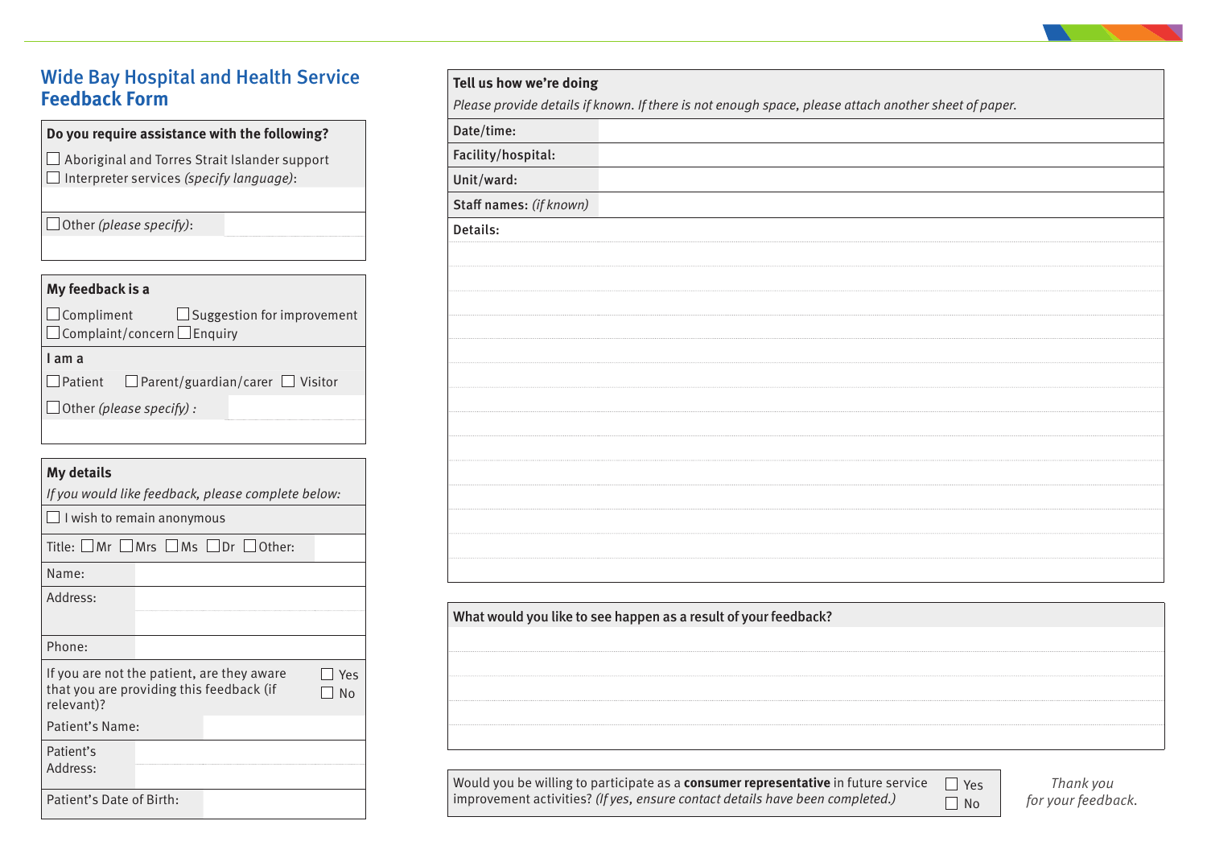# Wide Bay Hospital and Health Service Feedback Form

**Do you require assistance with the following?**

☐ Aboriginal and Torres Strait Islander support
☐ Interpreter services *(specify language)*:

☐ Other *(please specify)*:

**My feedback is a**

☐ Compliment ☐ Suggestion for improvement
☐ Complaint/concern ☐ Enquiry

**I am a**

☐ Patient ☐ Parent/guardian/carer ☐ Visitor
☐ Other *(please specify)* :

**My details**

*If you would like feedback, please complete below:*

☐ I wish to remain anonymous

Title: ☐ Mr ☐ Mrs ☐ Ms ☐ Dr ☐ Other:

Name:

Address:

Phone:

If you are not the patient, are they aware that you are providing this feedback (if relevant)? ☐ Yes ☐ No

Patient's Name:

Patient's Address:

Patient's Date of Birth:

**Tell us how we're doing**

*Please provide details if known. If there is not enough space, please attach another sheet of paper.*

Date/time:

Facility/hospital:

Unit/ward:

Staff names: *(if known)*

Details:

**What would you like to see happen as a result of your feedback?**

Would you be willing to participate as a **consumer representative** in future service improvement activities? *(If yes, ensure contact details have been completed.)* ☐ Yes ☐ No

*Thank you for your feedback.*